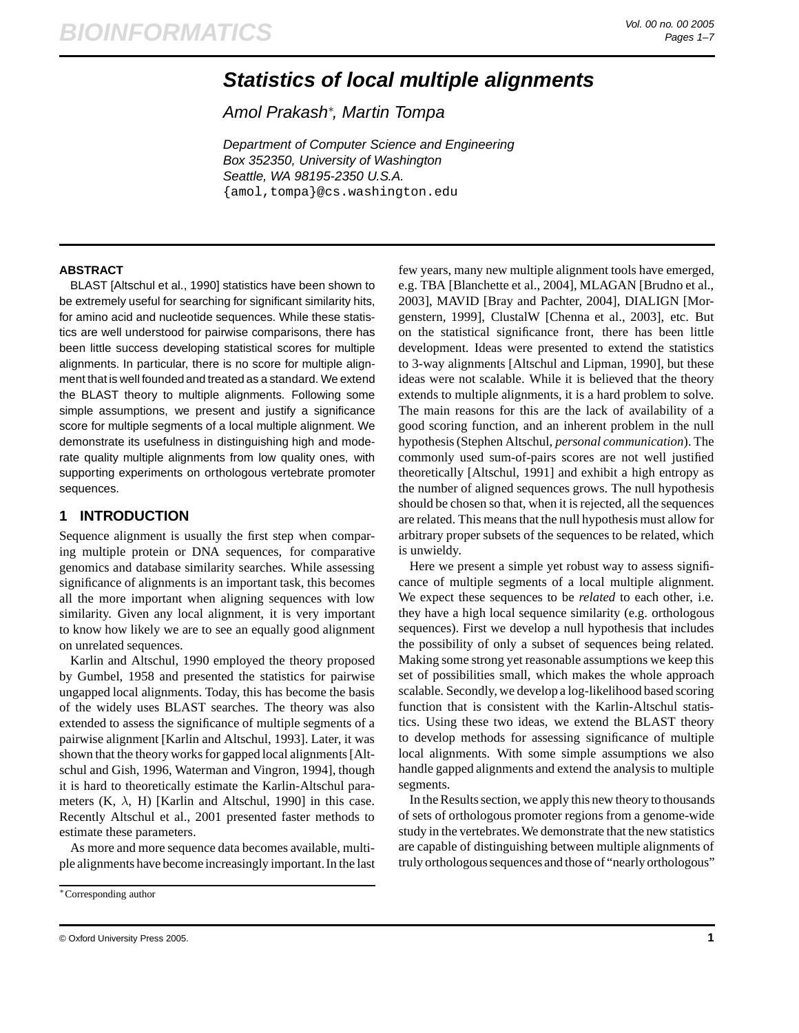# Statistics of local multiple alignments

Amol Prakash*, Martin Tompa

Department of Computer Science and Engineering
Box 352350, University of Washington
Seattle, WA 98195-2350 U.S.A.
{amol,tompa}@cs.washington.edu

## ABSTRACT

BLAST [Altschul et al., 1990] statistics have been shown to be extremely useful for searching for significant similarity hits, for amino acid and nucleotide sequences. While these statistics are well understood for pairwise comparisons, there has been little success developing statistical scores for multiple alignments. In particular, there is no score for multiple alignment that is well founded and treated as a standard. We extend the BLAST theory to multiple alignments. Following some simple assumptions, we present and justify a significance score for multiple segments of a local multiple alignment. We demonstrate its usefulness in distinguishing high and moderate quality multiple alignments from low quality ones, with supporting experiments on orthologous vertebrate promoter sequences.

## 1 INTRODUCTION

Sequence alignment is usually the first step when comparing multiple protein or DNA sequences, for comparative genomics and database similarity searches. While assessing significance of alignments is an important task, this becomes all the more important when aligning sequences with low similarity. Given any local alignment, it is very important to know how likely we are to see an equally good alignment on unrelated sequences.

Karlin and Altschul, 1990 employed the theory proposed by Gumbel, 1958 and presented the statistics for pairwise ungapped local alignments. Today, this has become the basis of the widely uses BLAST searches. The theory was also extended to assess the significance of multiple segments of a pairwise alignment [Karlin and Altschul, 1993]. Later, it was shown that the theory works for gapped local alignments [Altschul and Gish, 1996, Waterman and Vingron, 1994], though it is hard to theoretically estimate the Karlin-Altschul parameters (K, $\lambda$, H) [Karlin and Altschul, 1990] in this case. Recently Altschul et al., 2001 presented faster methods to estimate these parameters.

As more and more sequence data becomes available, multiple alignments have become increasingly important. In the last few years, many new multiple alignment tools have emerged, e.g. TBA [Blanchette et al., 2004], MLAGAN [Brudno et al., 2003], MAVID [Bray and Pachter, 2004], DIALIGN [Morgenstern, 1999], ClustalW [Chenna et al., 2003], etc. But on the statistical significance front, there has been little development. Ideas were presented to extend the statistics to 3-way alignments [Altschul and Lipman, 1990], but these ideas were not scalable. While it is believed that the theory extends to multiple alignments, it is a hard problem to solve. The main reasons for this are the lack of availability of a good scoring function, and an inherent problem in the null hypothesis (Stephen Altschul, *personal communication*). The commonly used sum-of-pairs scores are not well justified theoretically [Altschul, 1991] and exhibit a high entropy as the number of aligned sequences grows. The null hypothesis should be chosen so that, when it is rejected, all the sequences are related. This means that the null hypothesis must allow for arbitrary proper subsets of the sequences to be related, which is unwieldy.

Here we present a simple yet robust way to assess significance of multiple segments of a local multiple alignment. We expect these sequences to be *related* to each other, i.e. they have a high local sequence similarity (e.g. orthologous sequences). First we develop a null hypothesis that includes the possibility of only a subset of sequences being related. Making some strong yet reasonable assumptions we keep this set of possibilities small, which makes the whole approach scalable. Secondly, we develop a log-likelihood based scoring function that is consistent with the Karlin-Altschul statistics. Using these two ideas, we extend the BLAST theory to develop methods for assessing significance of multiple local alignments. With some simple assumptions we also handle gapped alignments and extend the analysis to multiple segments.

In the Results section, we apply this new theory to thousands of sets of orthologous promoter regions from a genome-wide study in the vertebrates. We demonstrate that the new statistics are capable of distinguishing between multiple alignments of truly orthologous sequences and those of "nearly orthologous"

*Corresponding author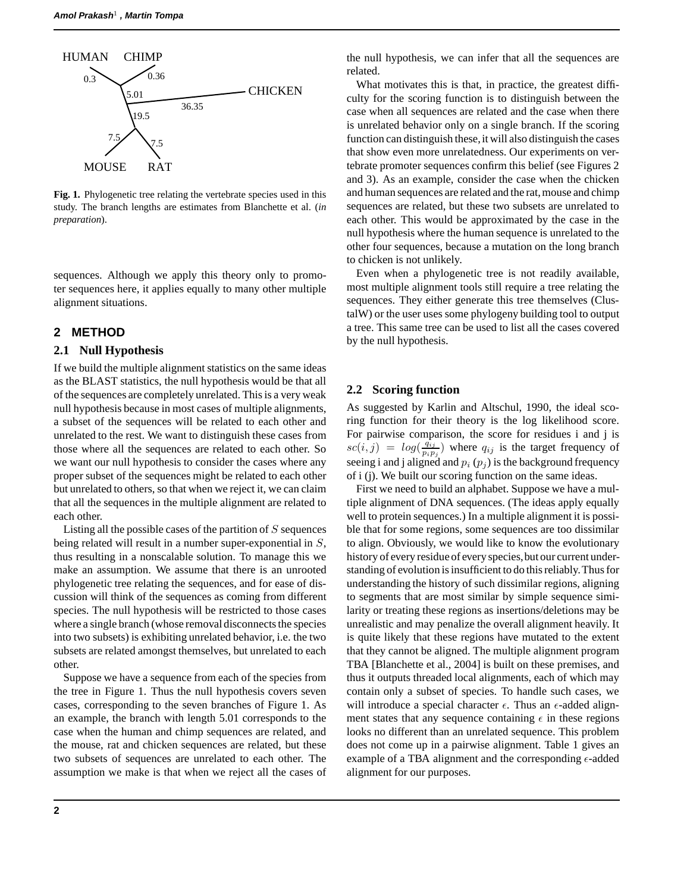HUMAN
CHIMP
CHICKEN
MOUSE
RAT
0.3
0.36
5.01
36.35
19.5
7.5
7.5

**Fig. 1.** Phylogenetic tree relating the vertebrate species used in this study. The branch lengths are estimates from Blanchette et al. (*in preparation*).

sequences. Although we apply this theory only to promoter sequences here, it applies equally to many other multiple alignment situations.

## 2 METHOD

### 2.1 Null Hypothesis

If we build the multiple alignment statistics on the same ideas as the BLAST statistics, the null hypothesis would be that all of the sequences are completely unrelated. This is a very weak null hypothesis because in most cases of multiple alignments, a subset of the sequences will be related to each other and unrelated to the rest. We want to distinguish these cases from those where all the sequences are related to each other. So we want our null hypothesis to consider the cases where any proper subset of the sequences might be related to each other but unrelated to others, so that when we reject it, we can claim that all the sequences in the multiple alignment are related to each other.

Listing all the possible cases of the partition of $S$ sequences being related will result in a number super-exponential in $S$, thus resulting in a nonscalable solution. To manage this we make an assumption. We assume that there is an unrooted phylogenetic tree relating the sequences, and for ease of discussion will think of the sequences as coming from different species. The null hypothesis will be restricted to those cases where a single branch (whose removal disconnects the species into two subsets) is exhibiting unrelated behavior, i.e. the two subsets are related amongst themselves, but unrelated to each other.

Suppose we have a sequence from each of the species from the tree in Figure 1. Thus the null hypothesis covers seven cases, corresponding to the seven branches of Figure 1. As an example, the branch with length 5.01 corresponds to the case when the human and chimp sequences are related, and the mouse, rat and chicken sequences are related, but these two subsets of sequences are unrelated to each other. The assumption we make is that when we reject all the cases of the null hypothesis, we can infer that all the sequences are related.

What motivates this is that, in practice, the greatest difficulty for the scoring function is to distinguish between the case when all sequences are related and the case when there is unrelated behavior only on a single branch. If the scoring function can distinguish these, it will also distinguish the cases that show even more unrelatedness. Our experiments on vertebrate promoter sequences confirm this belief (see Figures 2 and 3). As an example, consider the case when the chicken and human sequences are related and the rat, mouse and chimp sequences are related, but these two subsets are unrelated to each other. This would be approximated by the case in the null hypothesis where the human sequence is unrelated to the other four sequences, because a mutation on the long branch to chicken is not unlikely.

Even when a phylogenetic tree is not readily available, most multiple alignment tools still require a tree relating the sequences. They either generate this tree themselves (ClustalW) or the user uses some phylogeny building tool to output a tree. This same tree can be used to list all the cases covered by the null hypothesis.

### 2.2 Scoring function

As suggested by Karlin and Altschul, 1990, the ideal scoring function for their theory is the log likelihood score. For pairwise comparison, the score for residues i and j is $sc(i, j) = log(\frac{q_{ij}}{p_i p_j})$ where $q_{ij}$ is the target frequency of seeing i and j aligned and $p_i$ ($p_j$) is the background frequency of i (j). We built our scoring function on the same ideas.

First we need to build an alphabet. Suppose we have a multiple alignment of DNA sequences. (The ideas apply equally well to protein sequences.) In a multiple alignment it is possible that for some regions, some sequences are too dissimilar to align. Obviously, we would like to know the evolutionary history of every residue of every species, but our current understanding of evolution is insufficient to do this reliably. Thus for understanding the history of such dissimilar regions, aligning to segments that are most similar by simple sequence similarity or treating these regions as insertions/deletions may be unrealistic and may penalize the overall alignment heavily. It is quite likely that these regions have mutated to the extent that they cannot be aligned. The multiple alignment program TBA [Blanchette et al., 2004] is built on these premises, and thus it outputs threaded local alignments, each of which may contain only a subset of species. To handle such cases, we will introduce a special character $\epsilon$. Thus an $\epsilon$-added alignment states that any sequence containing $\epsilon$ in these regions looks no different than an unrelated sequence. This problem does not come up in a pairwise alignment. Table 1 gives an example of a TBA alignment and the corresponding $\epsilon$-added alignment for our purposes.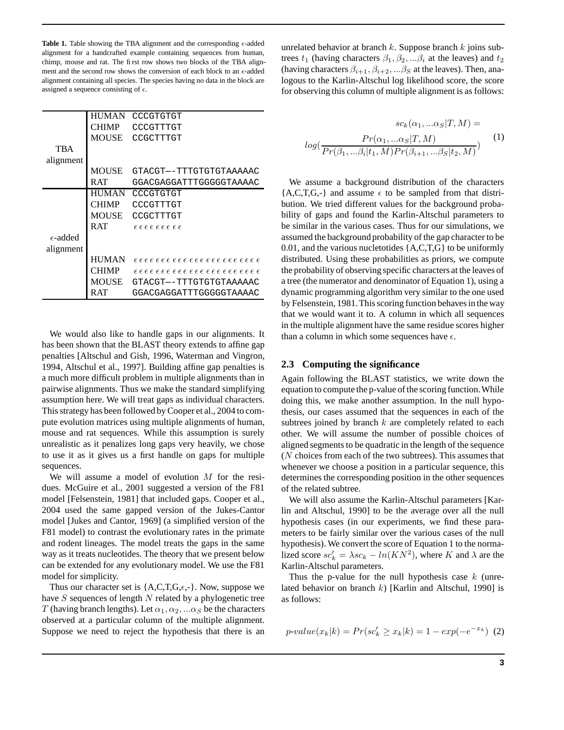**Table 1.** Table showing the TBA alignment and the corresponding $\epsilon$-added alignment for a handcrafted example containing sequences from human, chimp, mouse and rat. The first row shows two blocks of the TBA alignment and the second row shows the conversion of each block to an $\epsilon$-added alignment containing all species. The species having no data in the block are assigned a sequence consisting of $\epsilon$.

| | Species | Sequence |
|---|---|---|
| TBA alignment | HUMAN | CCCGTGTGT |
| | CHIMP | CCCGTTTGT |
| | MOUSE | CCGCTTTGT |
| | | |
| | MOUSE | GTACGT--TTTGTGTGTAAAAAC |
| | RAT | GGACGAGGATTTGGGGGTAAAAC |
| $\epsilon$-added alignment | HUMAN | CCCGTGTGT |
| | CHIMP | CCCGTTTGT |
| | MOUSE | CCGCTTTGT |
| | RAT | $\epsilon\epsilon\epsilon\epsilon\epsilon\epsilon\epsilon\epsilon\epsilon$ |
| | | |
| | HUMAN | $\epsilon\epsilon\epsilon\epsilon\epsilon\epsilon\epsilon\epsilon\epsilon\epsilon\epsilon\epsilon\epsilon\epsilon\epsilon\epsilon\epsilon\epsilon\epsilon\epsilon\epsilon\epsilon\epsilon$ |
| | CHIMP | $\epsilon\epsilon\epsilon\epsilon\epsilon\epsilon\epsilon\epsilon\epsilon\epsilon\epsilon\epsilon\epsilon\epsilon\epsilon\epsilon\epsilon\epsilon\epsilon\epsilon\epsilon\epsilon\epsilon$ |
| | MOUSE | GTACGT--TTTGTGTGTAAAAAC |
| | RAT | GGACGAGGATTTGGGGGTAAAAC |

We would also like to handle gaps in our alignments. It has been shown that the BLAST theory extends to affine gap penalties [Altschul and Gish, 1996, Waterman and Vingron, 1994, Altschul et al., 1997]. Building affine gap penalties is a much more difficult problem in multiple alignments than in pairwise alignments. Thus we make the standard simplifying assumption here. We will treat gaps as individual characters. This strategy has been followed by Cooper et al., 2004 to compute evolution matrices using multiple alignments of human, mouse and rat sequences. While this assumption is surely unrealistic as it penalizes long gaps very heavily, we chose to use it as it gives us a first handle on gaps for multiple sequences.

We will assume a model of evolution $M$ for the residues. McGuire et al., 2001 suggested a version of the F81 model [Felsenstein, 1981] that included gaps. Cooper et al., 2004 used the same gapped version of the Jukes-Cantor model [Jukes and Cantor, 1969] (a simplified version of the F81 model) to contrast the evolutionary rates in the primate and rodent lineages. The model treats the gaps in the same way as it treats nucleotides. The theory that we present below can be extended for any evolutionary model. We use the F81 model for simplicity.

Thus our character set is {A,C,T,G,$\epsilon$,-}. Now, suppose we have $S$ sequences of length $N$ related by a phylogenetic tree $T$ (having branch lengths). Let $\alpha_1, \alpha_2, ...\alpha_S$ be the characters observed at a particular column of the multiple alignment. Suppose we need to reject the hypothesis that there is an unrelated behavior at branch $k$. Suppose branch $k$ joins subtrees $t_1$ (having characters $\beta_1, \beta_2, ...\beta_i$ at the leaves) and $t_2$ (having characters $\beta_{i+1}, \beta_{i+2}, ...\beta_S$ at the leaves). Then, analogous to the Karlin-Altschul log likelihood score, the score for observing this column of multiple alignment is as follows:

$$sc_k(\alpha_1, ...\alpha_S|T, M) = log(\frac{Pr(\alpha_1, ...\alpha_S|T, M)}{Pr(\beta_1, ...\beta_i|t_1, M)Pr(\beta_{i+1}, ...\beta_S|t_2, M)}) \quad (1)$$

We assume a background distribution of the characters {A,C,T,G,-} and assume $\epsilon$ to be sampled from that distribution. We tried different values for the background probability of gaps and found the Karlin-Altschul parameters to be similar in the various cases. Thus for our simulations, we assumed the background probability of the gap character to be 0.01, and the various nucletotides {A,C,T,G} to be uniformly distributed. Using these probabilities as priors, we compute the probability of observing specific characters at the leaves of a tree (the numerator and denominator of Equation 1), using a dynamic programming algorithm very similar to the one used by Felsenstein, 1981. This scoring function behaves in the way that we would want it to. A column in which all sequences in the multiple alignment have the same residue scores higher than a column in which some sequences have $\epsilon$.

### 2.3 Computing the significance

Again following the BLAST statistics, we write down the equation to compute the p-value of the scoring function. While doing this, we make another assumption. In the null hypothesis, our cases assumed that the sequences in each of the subtrees joined by branch $k$ are completely related to each other. We will assume the number of possible choices of aligned segments to be quadratic in the length of the sequence ($N$ choices from each of the two subtrees). This assumes that whenever we choose a position in a particular sequence, this determines the corresponding position in the other sequences of the related subtree.

We will also assume the Karlin-Altschul parameters [Karlin and Altschul, 1990] to be the average over all the null hypothesis cases (in our experiments, we find these parameters to be fairly similar over the various cases of the null hypothesis). We convert the score of Equation 1 to the normalized score $sc'_k = \lambda sc_k - ln(KN^2)$, where $K$ and $\lambda$ are the Karlin-Altschul parameters.

Thus the p-value for the null hypothesis case $k$ (unrelated behavior on branch $k$) [Karlin and Altschul, 1990] is as follows:

$$p\text{-}value(x_k|k) = Pr(sc'_k \geq x_k|k) = 1 - exp(-e^{-x_k}) \quad (2)$$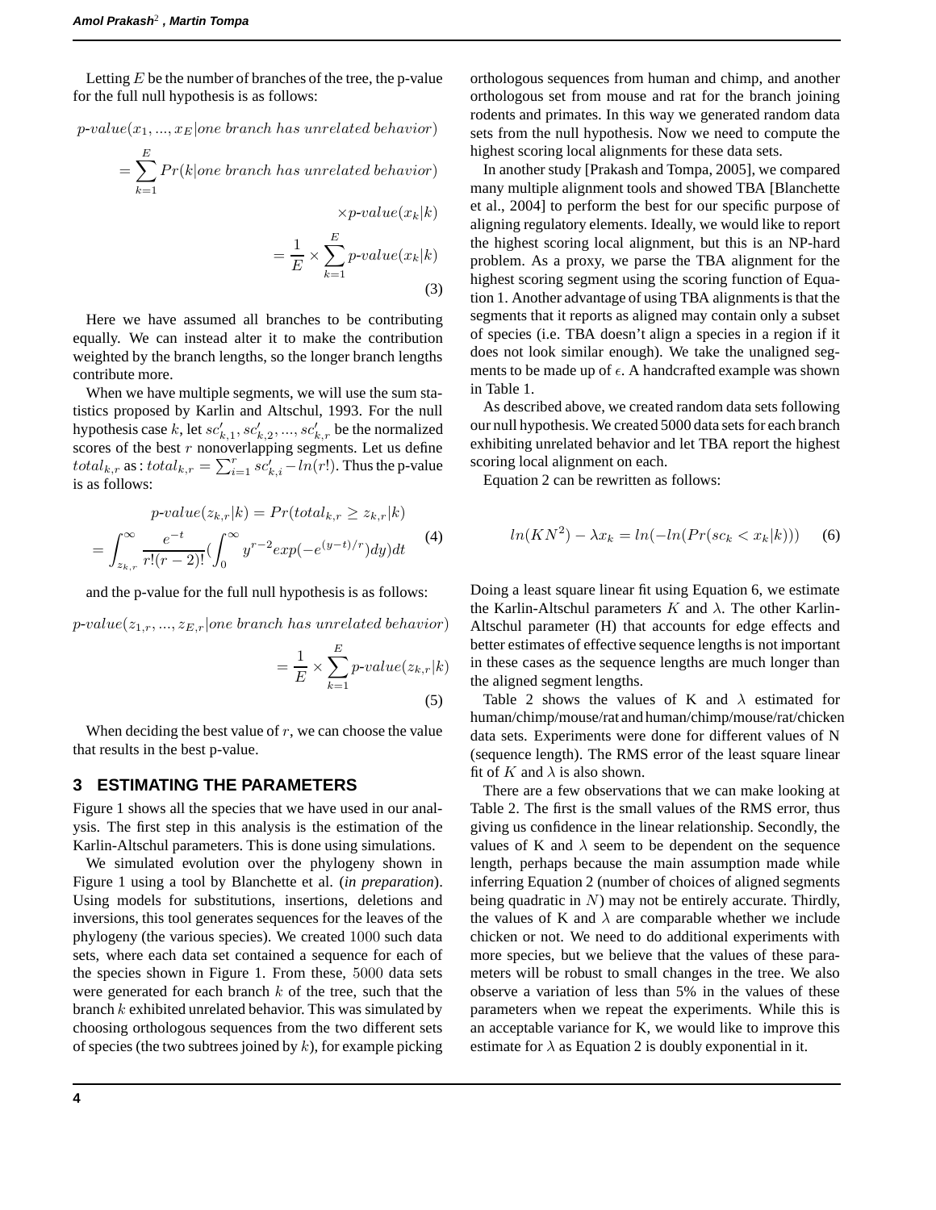Letting $E$ be the number of branches of the tree, the p-value for the full null hypothesis is as follows:

$$
\begin{aligned}
&p\text{-}value(x_1, ..., x_E | one\ branch\ has\ unrelated\ behavior) \\
&= \sum_{k=1}^{E} Pr(k | one\ branch\ has\ unrelated\ behavior) \\
&\quad \times p\text{-}value(x_k | k) \\
&= \frac{1}{E} \times \sum_{k=1}^{E} p\text{-}value(x_k | k)
\end{aligned}
\tag{3}
$$

Here we have assumed all branches to be contributing equally. We can instead alter it to make the contribution weighted by the branch lengths, so the longer branch lengths contribute more.

When we have multiple segments, we will use the sum statistics proposed by Karlin and Altschul, 1993. For the null hypothesis case $k$, let $sc'_{k,1}, sc'_{k,2}, ..., sc'_{k,r}$ be the normalized scores of the best $r$ nonoverlapping segments. Let us define $total_{k,r}$ as : $total_{k,r} = \sum_{i=1}^{r} sc'_{k,i} - ln(r!)$. Thus the p-value is as follows:

$$
\begin{aligned}
p\text{-}value(z_{k,r} | k) &= Pr(total_{k,r} \geq z_{k,r} | k) \\
= \int_{z_{k,r}}^{\infty} \frac{e^{-t}}{r!(r-2)!} &\left( \int_{0}^{\infty} y^{r-2} exp(-e^{(y-t)/r}) dy \right) dt
\end{aligned}
\tag{4}
$$

and the p-value for the full null hypothesis is as follows:

$$
\begin{aligned}
&p\text{-}value(z_{1,r}, ..., z_{E,r} | one\ branch\ has\ unrelated\ behavior) \\
&= \frac{1}{E} \times \sum_{k=1}^{E} p\text{-}value(z_{k,r} | k)
\end{aligned}
\tag{5}
$$

When deciding the best value of $r$, we can choose the value that results in the best p-value.

## 3 ESTIMATING THE PARAMETERS

Figure 1 shows all the species that we have used in our analysis. The first step in this analysis is the estimation of the Karlin-Altschul parameters. This is done using simulations.

We simulated evolution over the phylogeny shown in Figure 1 using a tool by Blanchette et al. (*in preparation*). Using models for substitutions, insertions, deletions and inversions, this tool generates sequences for the leaves of the phylogeny (the various species). We created $1000$ such data sets, where each data set contained a sequence for each of the species shown in Figure 1. From these, $5000$ data sets were generated for each branch $k$ of the tree, such that the branch $k$ exhibited unrelated behavior. This was simulated by choosing orthologous sequences from the two different sets of species (the two subtrees joined by $k$), for example picking orthologous sequences from human and chimp, and another orthologous set from mouse and rat for the branch joining rodents and primates. In this way we generated random data sets from the null hypothesis. Now we need to compute the highest scoring local alignments for these data sets.

In another study [Prakash and Tompa, 2005], we compared many multiple alignment tools and showed TBA [Blanchette et al., 2004] to perform the best for our specific purpose of aligning regulatory elements. Ideally, we would like to report the highest scoring local alignment, but this is an NP-hard problem. As a proxy, we parse the TBA alignment for the highest scoring segment using the scoring function of Equation 1. Another advantage of using TBA alignments is that the segments that it reports as aligned may contain only a subset of species (i.e. TBA doesn't align a species in a region if it does not look similar enough). We take the unaligned segments to be made up of $\epsilon$. A handcrafted example was shown in Table 1.

As described above, we created random data sets following our null hypothesis. We created 5000 data sets for each branch exhibiting unrelated behavior and let TBA report the highest scoring local alignment on each.

Equation 2 can be rewritten as follows:

$$
ln(KN^2) - \lambda x_k = ln(-ln(Pr(sc_k < x_k | k))) \tag{6}
$$

Doing a least square linear fit using Equation 6, we estimate the Karlin-Altschul parameters $K$ and $\lambda$. The other Karlin-Altschul parameter (H) that accounts for edge effects and better estimates of effective sequence lengths is not important in these cases as the sequence lengths are much longer than the aligned segment lengths.

Table 2 shows the values of K and $\lambda$ estimated for human/chimp/mouse/rat and human/chimp/mouse/rat/chicken data sets. Experiments were done for different values of N (sequence length). The RMS error of the least square linear fit of $K$ and $\lambda$ is also shown.

There are a few observations that we can make looking at Table 2. The first is the small values of the RMS error, thus giving us confidence in the linear relationship. Secondly, the values of K and $\lambda$ seem to be dependent on the sequence length, perhaps because the main assumption made while inferring Equation 2 (number of choices of aligned segments being quadratic in $N$) may not be entirely accurate. Thirdly, the values of K and $\lambda$ are comparable whether we include chicken or not. We need to do additional experiments with more species, but we believe that the values of these parameters will be robust to small changes in the tree. We also observe a variation of less than 5% in the values of these parameters when we repeat the experiments. While this is an acceptable variance for K, we would like to improve this estimate for $\lambda$ as Equation 2 is doubly exponential in it.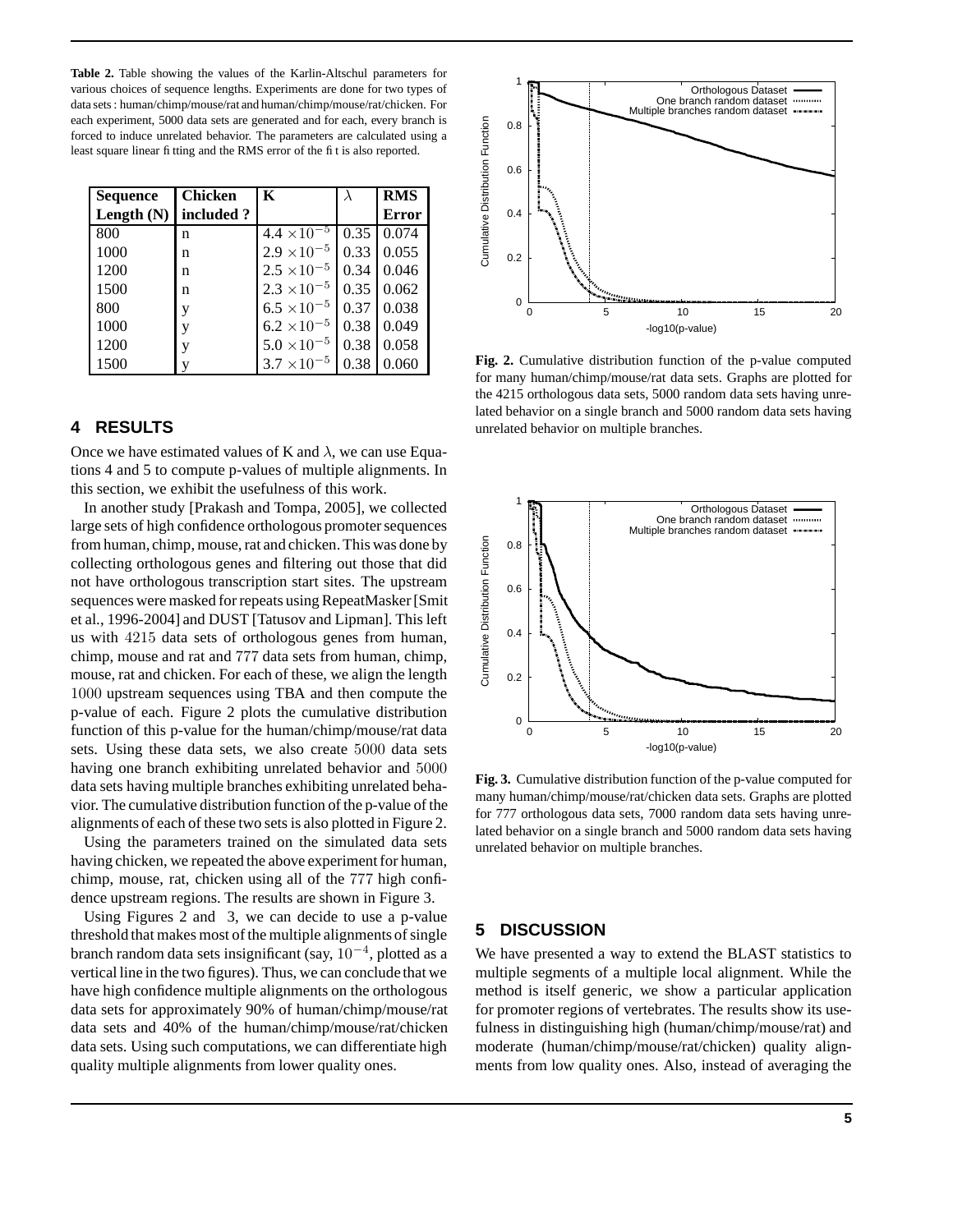**Table 2.** Table showing the values of the Karlin-Altschul parameters for various choices of sequence lengths. Experiments are done for two types of data sets : human/chimp/mouse/rat and human/chimp/mouse/rat/chicken. For each experiment, 5000 data sets are generated and for each, every branch is forced to induce unrelated behavior. The parameters are calculated using a least square linear fitting and the RMS error of the fit is also reported.

| Sequence Length (N) | Chicken included ? | K | $\lambda$ | RMS Error |
|---|---|---|---|---|
| 800 | n | $4.4 \times 10^{-5}$ | 0.35 | 0.074 |
| 1000 | n | $2.9 \times 10^{-5}$ | 0.33 | 0.055 |
| 1200 | n | $2.5 \times 10^{-5}$ | 0.34 | 0.046 |
| 1500 | n | $2.3 \times 10^{-5}$ | 0.35 | 0.062 |
| 800 | y | $6.5 \times 10^{-5}$ | 0.37 | 0.038 |
| 1000 | y | $6.2 \times 10^{-5}$ | 0.38 | 0.049 |
| 1200 | y | $5.0 \times 10^{-5}$ | 0.38 | 0.058 |
| 1500 | y | $3.7 \times 10^{-5}$ | 0.38 | 0.060 |

## 4 RESULTS

Once we have estimated values of K and $\lambda$, we can use Equations 4 and 5 to compute p-values of multiple alignments. In this section, we exhibit the usefulness of this work.

In another study [Prakash and Tompa, 2005], we collected large sets of high confidence orthologous promoter sequences from human, chimp, mouse, rat and chicken. This was done by collecting orthologous genes and filtering out those that did not have orthologous transcription start sites. The upstream sequences were masked for repeats using RepeatMasker [Smit et al., 1996-2004] and DUST [Tatusov and Lipman]. This left us with $4215$ data sets of orthologous genes from human, chimp, mouse and rat and $777$ data sets from human, chimp, mouse, rat and chicken. For each of these, we align the length $1000$ upstream sequences using TBA and then compute the p-value of each. Figure 2 plots the cumulative distribution function of this p-value for the human/chimp/mouse/rat data sets. Using these data sets, we also create $5000$ data sets having one branch exhibiting unrelated behavior and $5000$ data sets having multiple branches exhibiting unrelated behavior. The cumulative distribution function of the p-value of the alignments of each of these two sets is also plotted in Figure 2.

Using the parameters trained on the simulated data sets having chicken, we repeated the above experiment for human, chimp, mouse, rat, chicken using all of the $777$ high confidence upstream regions. The results are shown in Figure 3.

Using Figures 2 and 3, we can decide to use a p-value threshold that makes most of the multiple alignments of single branch random data sets insignificant (say, $10^{-4}$, plotted as a vertical line in the two figures). Thus, we can conclude that we have high confidence multiple alignments on the orthologous data sets for approximately 90% of human/chimp/mouse/rat data sets and 40% of the human/chimp/mouse/rat/chicken data sets. Using such computations, we can differentiate high quality multiple alignments from lower quality ones.

**Fig. 2.** Cumulative distribution function of the p-value computed for many human/chimp/mouse/rat data sets. Graphs are plotted for the 4215 orthologous data sets, 5000 random data sets having unrelated behavior on a single branch and 5000 random data sets having unrelated behavior on multiple branches.

**Fig. 3.** Cumulative distribution function of the p-value computed for many human/chimp/mouse/rat/chicken data sets. Graphs are plotted for 777 orthologous data sets, 7000 random data sets having unrelated behavior on a single branch and 5000 random data sets having unrelated behavior on multiple branches.

## 5 DISCUSSION

We have presented a way to extend the BLAST statistics to multiple segments of a multiple local alignment. While the method is itself generic, we show a particular application for promoter regions of vertebrates. The results show its usefulness in distinguishing high (human/chimp/mouse/rat) and moderate (human/chimp/mouse/rat/chicken) quality alignments from low quality ones. Also, instead of averaging the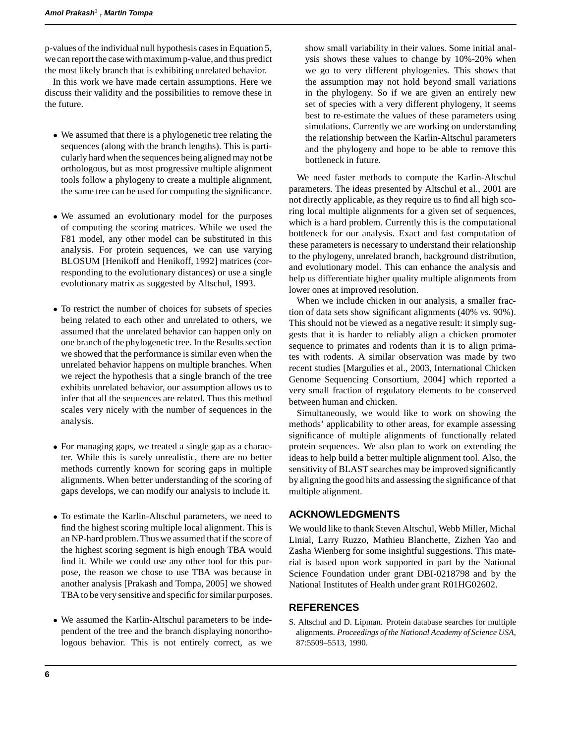p-values of the individual null hypothesis cases in Equation 5, we can report the case with maximum p-value, and thus predict the most likely branch that is exhibiting unrelated behavior.

In this work we have made certain assumptions. Here we discuss their validity and the possibilities to remove these in the future.

- We assumed that there is a phylogenetic tree relating the sequences (along with the branch lengths). This is particularly hard when the sequences being aligned may not be orthologous, but as most progressive multiple alignment tools follow a phylogeny to create a multiple alignment, the same tree can be used for computing the significance.

- We assumed an evolutionary model for the purposes of computing the scoring matrices. While we used the F81 model, any other model can be substituted in this analysis. For protein sequences, we can use varying BLOSUM [Henikoff and Henikoff, 1992] matrices (corresponding to the evolutionary distances) or use a single evolutionary matrix as suggested by Altschul, 1993.

- To restrict the number of choices for subsets of species being related to each other and unrelated to others, we assumed that the unrelated behavior can happen only on one branch of the phylogenetic tree. In the Results section we showed that the performance is similar even when the unrelated behavior happens on multiple branches. When we reject the hypothesis that a single branch of the tree exhibits unrelated behavior, our assumption allows us to infer that all the sequences are related. Thus this method scales very nicely with the number of sequences in the analysis.

- For managing gaps, we treated a single gap as a character. While this is surely unrealistic, there are no better methods currently known for scoring gaps in multiple alignments. When better understanding of the scoring of gaps develops, we can modify our analysis to include it.

- To estimate the Karlin-Altschul parameters, we need to find the highest scoring multiple local alignment. This is an NP-hard problem. Thus we assumed that if the score of the highest scoring segment is high enough TBA would find it. While we could use any other tool for this purpose, the reason we chose to use TBA was because in another analysis [Prakash and Tompa, 2005] we showed TBA to be very sensitive and specific for similar purposes.

- We assumed the Karlin-Altschul parameters to be independent of the tree and the branch displaying nonorthologous behavior. This is not entirely correct, as we show small variability in their values. Some initial analysis shows these values to change by 10%-20% when we go to very different phylogenies. This shows that the assumption may not hold beyond small variations in the phylogeny. So if we are given an entirely new set of species with a very different phylogeny, it seems best to re-estimate the values of these parameters using simulations. Currently we are working on understanding the relationship between the Karlin-Altschul parameters and the phylogeny and hope to be able to remove this bottleneck in future.

We need faster methods to compute the Karlin-Altschul parameters. The ideas presented by Altschul et al., 2001 are not directly applicable, as they require us to find all high scoring local multiple alignments for a given set of sequences, which is a hard problem. Currently this is the computational bottleneck for our analysis. Exact and fast computation of these parameters is necessary to understand their relationship to the phylogeny, unrelated branch, background distribution, and evolutionary model. This can enhance the analysis and help us differentiate higher quality multiple alignments from lower ones at improved resolution.

When we include chicken in our analysis, a smaller fraction of data sets show significant alignments (40% vs. 90%). This should not be viewed as a negative result: it simply suggests that it is harder to reliably align a chicken promoter sequence to primates and rodents than it is to align primates with rodents. A similar observation was made by two recent studies [Margulies et al., 2003, International Chicken Genome Sequencing Consortium, 2004] which reported a very small fraction of regulatory elements to be conserved between human and chicken.

Simultaneously, we would like to work on showing the methods' applicability to other areas, for example assessing significance of multiple alignments of functionally related protein sequences. We also plan to work on extending the ideas to help build a better multiple alignment tool. Also, the sensitivity of BLAST searches may be improved significantly by aligning the good hits and assessing the significance of that multiple alignment.

## ACKNOWLEDGMENTS

We would like to thank Steven Altschul, Webb Miller, Michal Linial, Larry Ruzzo, Mathieu Blanchette, Zizhen Yao and Zasha Wienberg for some insightful suggestions. This material is based upon work supported in part by the National Science Foundation under grant DBI-0218798 and by the National Institutes of Health under grant R01HG02602.

## REFERENCES

S. Altschul and D. Lipman. Protein database searches for multiple alignments. *Proceedings of the National Academy of Science USA*, 87:5509–5513, 1990.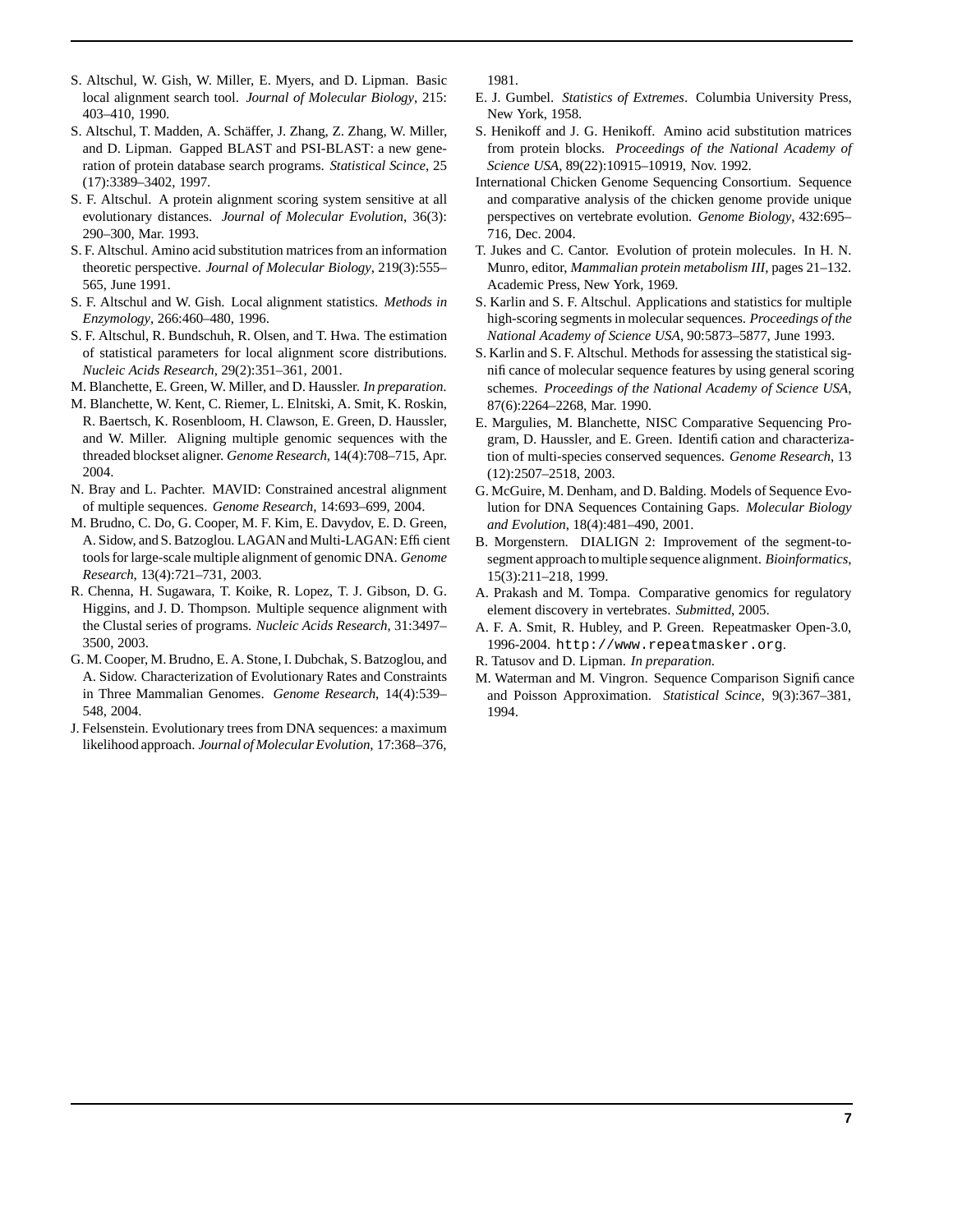S. Altschul, W. Gish, W. Miller, E. Myers, and D. Lipman. Basic local alignment search tool. *Journal of Molecular Biology*, 215: 403–410, 1990.

S. Altschul, T. Madden, A. Schäffer, J. Zhang, Z. Zhang, W. Miller, and D. Lipman. Gapped BLAST and PSI-BLAST: a new generation of protein database search programs. *Statistical Scince*, 25 (17):3389–3402, 1997.

S. F. Altschul. A protein alignment scoring system sensitive at all evolutionary distances. *Journal of Molecular Evolution*, 36(3): 290–300, Mar. 1993.

S. F. Altschul. Amino acid substitution matrices from an information theoretic perspective. *Journal of Molecular Biology*, 219(3):555–565, June 1991.

S. F. Altschul and W. Gish. Local alignment statistics. *Methods in Enzymology*, 266:460–480, 1996.

S. F. Altschul, R. Bundschuh, R. Olsen, and T. Hwa. The estimation of statistical parameters for local alignment score distributions. *Nucleic Acids Research*, 29(2):351–361, 2001.

M. Blanchette, E. Green, W. Miller, and D. Haussler. *In preparation*.

M. Blanchette, W. Kent, C. Riemer, L. Elnitski, A. Smit, K. Roskin, R. Baertsch, K. Rosenbloom, H. Clawson, E. Green, D. Haussler, and W. Miller. Aligning multiple genomic sequences with the threaded blockset aligner. *Genome Research*, 14(4):708–715, Apr. 2004.

N. Bray and L. Pachter. MAVID: Constrained ancestral alignment of multiple sequences. *Genome Research*, 14:693–699, 2004.

M. Brudno, C. Do, G. Cooper, M. F. Kim, E. Davydov, E. D. Green, A. Sidow, and S. Batzoglou. LAGAN and Multi-LAGAN: Efficient tools for large-scale multiple alignment of genomic DNA. *Genome Research*, 13(4):721–731, 2003.

R. Chenna, H. Sugawara, T. Koike, R. Lopez, T. J. Gibson, D. G. Higgins, and J. D. Thompson. Multiple sequence alignment with the Clustal series of programs. *Nucleic Acids Research*, 31:3497–3500, 2003.

G. M. Cooper, M. Brudno, E. A. Stone, I. Dubchak, S. Batzoglou, and A. Sidow. Characterization of Evolutionary Rates and Constraints in Three Mammalian Genomes. *Genome Research*, 14(4):539–548, 2004.

J. Felsenstein. Evolutionary trees from DNA sequences: a maximum likelihood approach. *Journal of Molecular Evolution*, 17:368–376, 1981.

E. J. Gumbel. *Statistics of Extremes*. Columbia University Press, New York, 1958.

S. Henikoff and J. G. Henikoff. Amino acid substitution matrices from protein blocks. *Proceedings of the National Academy of Science USA*, 89(22):10915–10919, Nov. 1992.

International Chicken Genome Sequencing Consortium. Sequence and comparative analysis of the chicken genome provide unique perspectives on vertebrate evolution. *Genome Biology*, 432:695–716, Dec. 2004.

T. Jukes and C. Cantor. Evolution of protein molecules. In H. N. Munro, editor, *Mammalian protein metabolism III*, pages 21–132. Academic Press, New York, 1969.

S. Karlin and S. F. Altschul. Applications and statistics for multiple high-scoring segments in molecular sequences. *Proceedings of the National Academy of Science USA*, 90:5873–5877, June 1993.

S. Karlin and S. F. Altschul. Methods for assessing the statistical significance of molecular sequence features by using general scoring schemes. *Proceedings of the National Academy of Science USA*, 87(6):2264–2268, Mar. 1990.

E. Margulies, M. Blanchette, NISC Comparative Sequencing Program, D. Haussler, and E. Green. Identification and characterization of multi-species conserved sequences. *Genome Research*, 13 (12):2507–2518, 2003.

G. McGuire, M. Denham, and D. Balding. Models of Sequence Evolution for DNA Sequences Containing Gaps. *Molecular Biology and Evolution*, 18(4):481–490, 2001.

B. Morgenstern. DIALIGN 2: Improvement of the segment-to-segment approach to multiple sequence alignment. *Bioinformatics*, 15(3):211–218, 1999.

A. Prakash and M. Tompa. Comparative genomics for regulatory element discovery in vertebrates. *Submitted*, 2005.

A. F. A. Smit, R. Hubley, and P. Green. Repeatmasker Open-3.0, 1996-2004. `http://www.repeatmasker.org`.

R. Tatusov and D. Lipman. *In preparation*.

M. Waterman and M. Vingron. Sequence Comparison Significance and Poisson Approximation. *Statistical Scince*, 9(3):367–381, 1994.